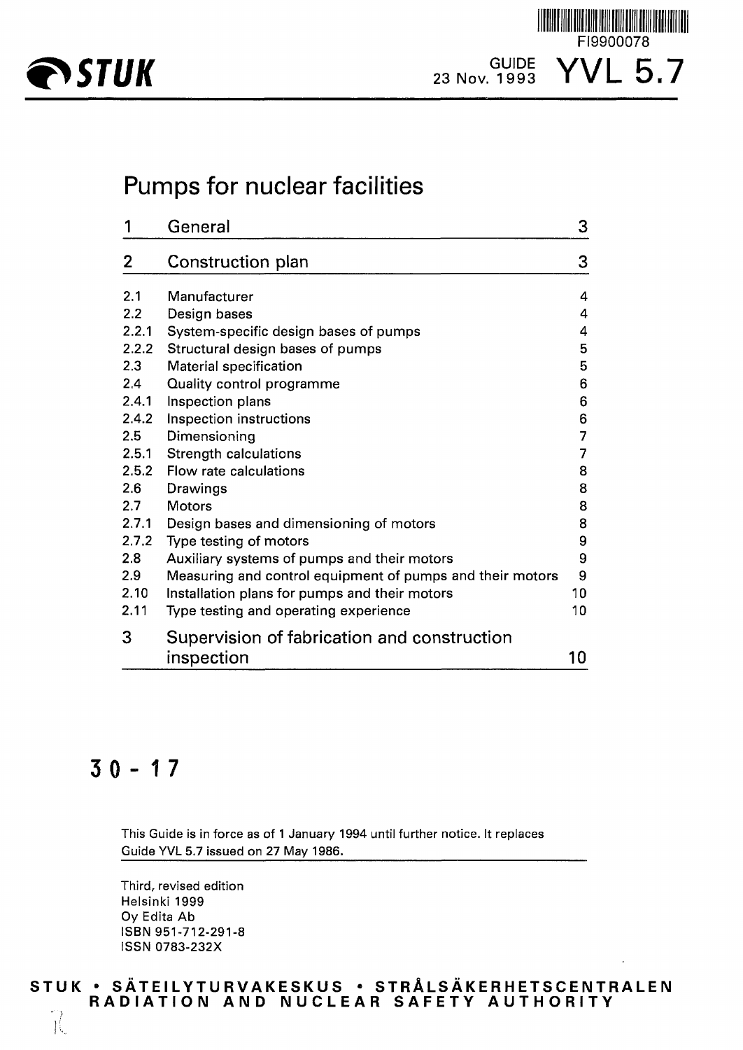FI9900078

STUK

GUIDE 23 Nov. 1993 **YVL 5.7**

# Pumps for nuclear facilities

| | | |
|---|---|---|
| 1 | General | 3 |
| 2 | Construction plan | 3 |
| 2.1 | Manufacturer | 4 |
| 2.2 | Design bases | 4 |
| 2.2.1 | System-specific design bases of pumps | 4 |
| 2.2.2 | Structural design bases of pumps | 5 |
| 2.3 | Material specification | 5 |
| 2.4 | Quality control programme | 6 |
| 2.4.1 | Inspection plans | 6 |
| 2.4.2 | Inspection instructions | 6 |
| 2.5 | Dimensioning | 7 |
| 2.5.1 | Strength calculations | 7 |
| 2.5.2 | Flow rate calculations | 8 |
| 2.6 | Drawings | 8 |
| 2.7 | Motors | 8 |
| 2.7.1 | Design bases and dimensioning of motors | 8 |
| 2.7.2 | Type testing of motors | 9 |
| 2.8 | Auxiliary systems of pumps and their motors | 9 |
| 2.9 | Measuring and control equipment of pumps and their motors | 9 |
| 2.10 | Installation plans for pumps and their motors | 10 |
| 2.11 | Type testing and operating experience | 10 |
| 3 | Supervision of fabrication and construction inspection | 10 |

**30 - 17**

This Guide is in force as of 1 January 1994 until further notice. It replaces Guide YVL 5.7 issued on 27 May 1986.

Third, revised edition
Helsinki 1999
Oy Edita Ab
ISBN 951-712-291-8
ISSN 0783-232X

**STUK • SÄTEILYTURVAKESKUS • STRÅLSÄKERHETSCENTRALEN**
**RADIATION AND NUCLEAR SAFETY AUTHORITY**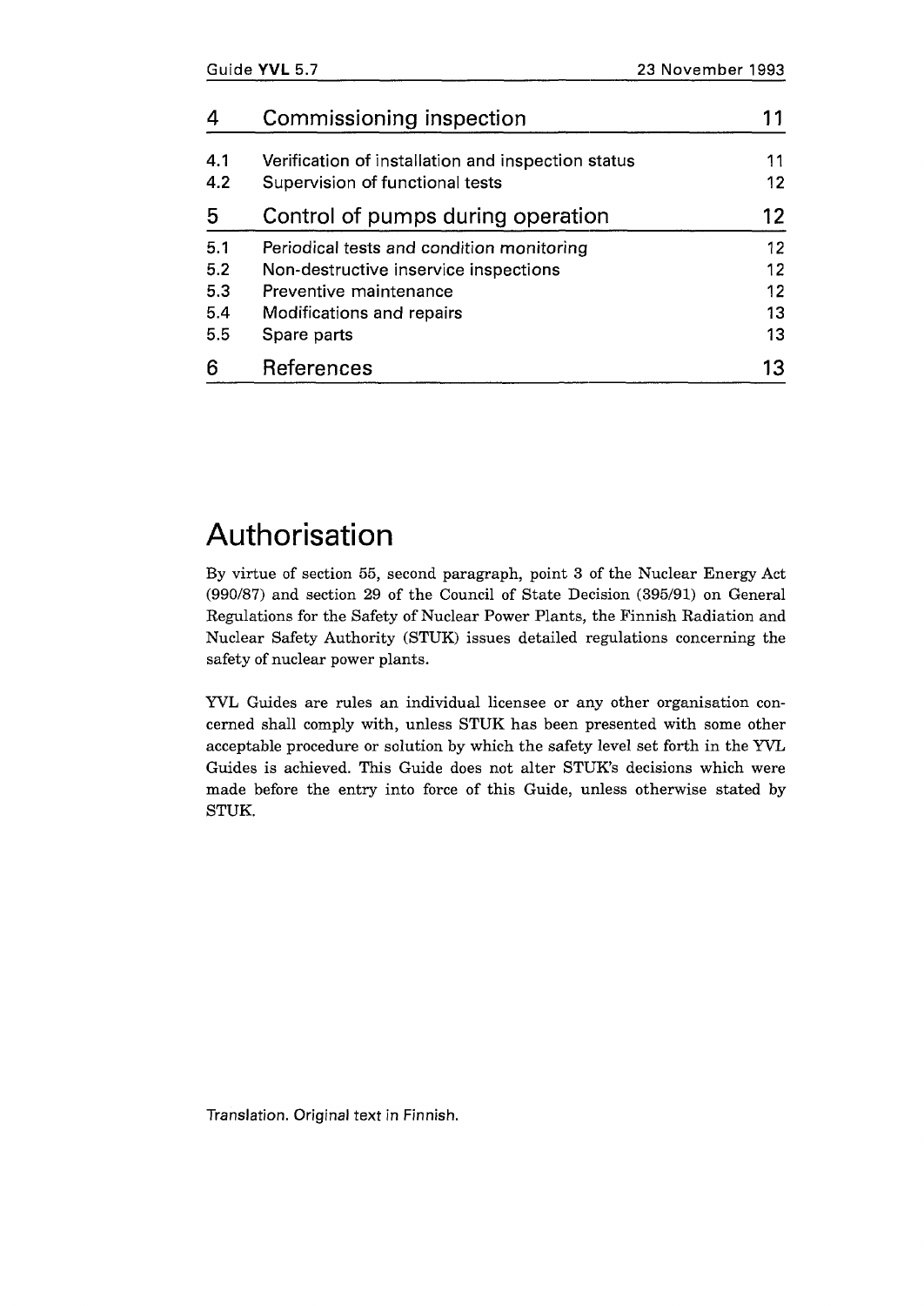| | | |
|---|---|---|
| **4** | **Commissioning inspection** | **11** |
| 4.1 | Verification of installation and inspection status | 11 |
| 4.2 | Supervision of functional tests | 12 |
| **5** | **Control of pumps during operation** | **12** |
| 5.1 | Periodical tests and condition monitoring | 12 |
| 5.2 | Non-destructive inservice inspections | 12 |
| 5.3 | Preventive maintenance | 12 |
| 5.4 | Modifications and repairs | 13 |
| 5.5 | Spare parts | 13 |
| **6** | **References** | **13** |

# Authorisation

By virtue of section 55, second paragraph, point 3 of the Nuclear Energy Act (990/87) and section 29 of the Council of State Decision (395/91) on General Regulations for the Safety of Nuclear Power Plants, the Finnish Radiation and Nuclear Safety Authority (STUK) issues detailed regulations concerning the safety of nuclear power plants.

YVL Guides are rules an individual licensee or any other organisation concerned shall comply with, unless STUK has been presented with some other acceptable procedure or solution by which the safety level set forth in the YVL Guides is achieved. This Guide does not alter STUK's decisions which were made before the entry into force of this Guide, unless otherwise stated by STUK.

Translation. Original text in Finnish.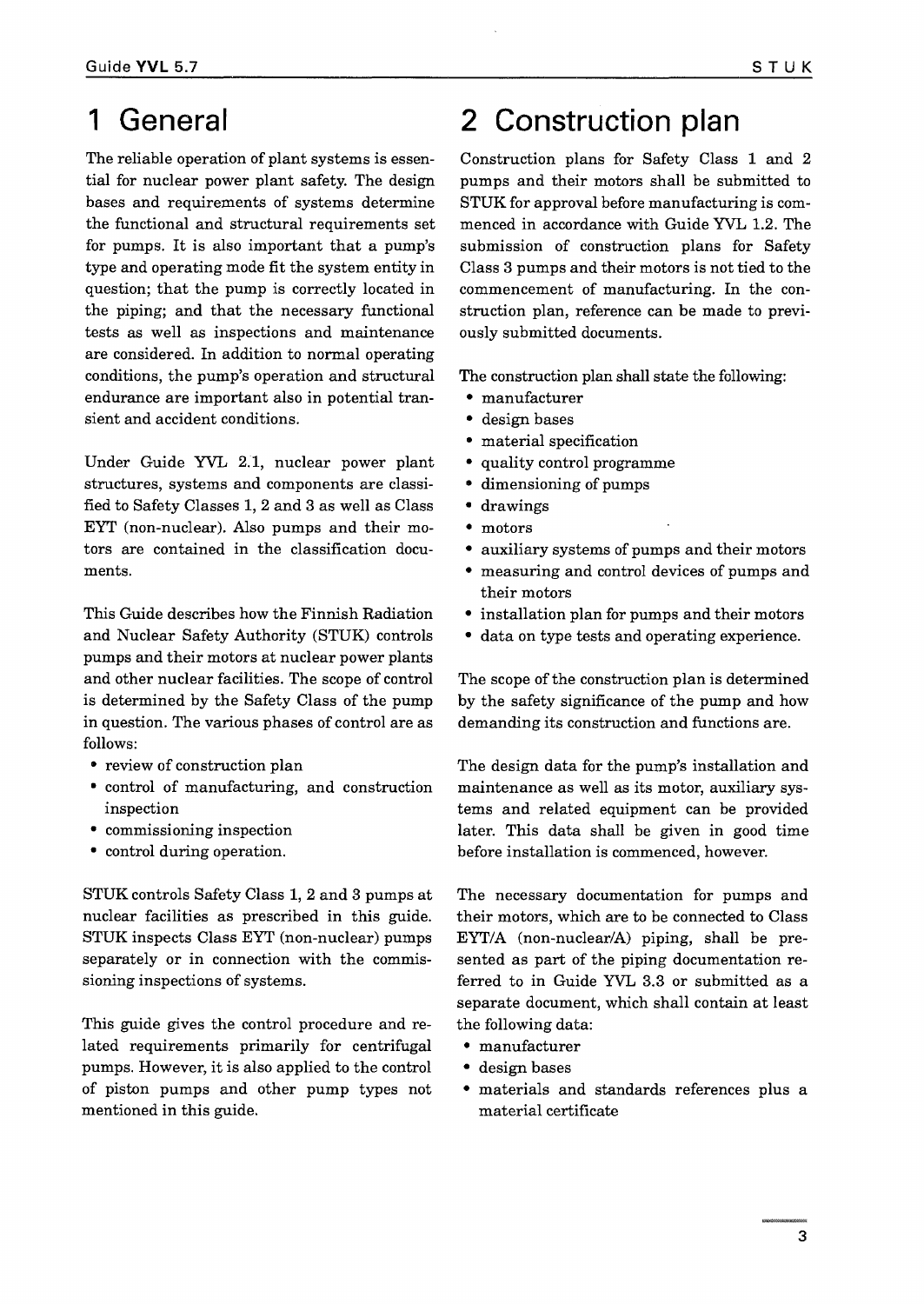# 1 General

The reliable operation of plant systems is essential for nuclear power plant safety. The design bases and requirements of systems determine the functional and structural requirements set for pumps. It is also important that a pump's type and operating mode fit the system entity in question; that the pump is correctly located in the piping; and that the necessary functional tests as well as inspections and maintenance are considered. In addition to normal operating conditions, the pump's operation and structural endurance are important also in potential transient and accident conditions.

Under Guide YVL 2.1, nuclear power plant structures, systems and components are classified to Safety Classes 1, 2 and 3 as well as Class EYT (non-nuclear). Also pumps and their motors are contained in the classification documents.

This Guide describes how the Finnish Radiation and Nuclear Safety Authority (STUK) controls pumps and their motors at nuclear power plants and other nuclear facilities. The scope of control is determined by the Safety Class of the pump in question. The various phases of control are as follows:

- review of construction plan
- control of manufacturing, and construction inspection
- commissioning inspection
- control during operation.

STUK controls Safety Class 1, 2 and 3 pumps at nuclear facilities as prescribed in this guide. STUK inspects Class EYT (non-nuclear) pumps separately or in connection with the commissioning inspections of systems.

This guide gives the control procedure and related requirements primarily for centrifugal pumps. However, it is also applied to the control of piston pumps and other pump types not mentioned in this guide.

# 2 Construction plan

Construction plans for Safety Class 1 and 2 pumps and their motors shall be submitted to STUK for approval before manufacturing is commenced in accordance with Guide YVL 1.2. The submission of construction plans for Safety Class 3 pumps and their motors is not tied to the commencement of manufacturing. In the construction plan, reference can be made to previously submitted documents.

The construction plan shall state the following:

- manufacturer
- design bases
- material specification
- quality control programme
- dimensioning of pumps
- drawings
- motors
- auxiliary systems of pumps and their motors
- measuring and control devices of pumps and their motors
- installation plan for pumps and their motors
- data on type tests and operating experience.

The scope of the construction plan is determined by the safety significance of the pump and how demanding its construction and functions are.

The design data for the pump's installation and maintenance as well as its motor, auxiliary systems and related equipment can be provided later. This data shall be given in good time before installation is commenced, however.

The necessary documentation for pumps and their motors, which are to be connected to Class EYT/A (non-nuclear/A) piping, shall be presented as part of the piping documentation referred to in Guide YVL 3.3 or submitted as a separate document, which shall contain at least the following data:

- manufacturer
- design bases
- materials and standards references plus a material certificate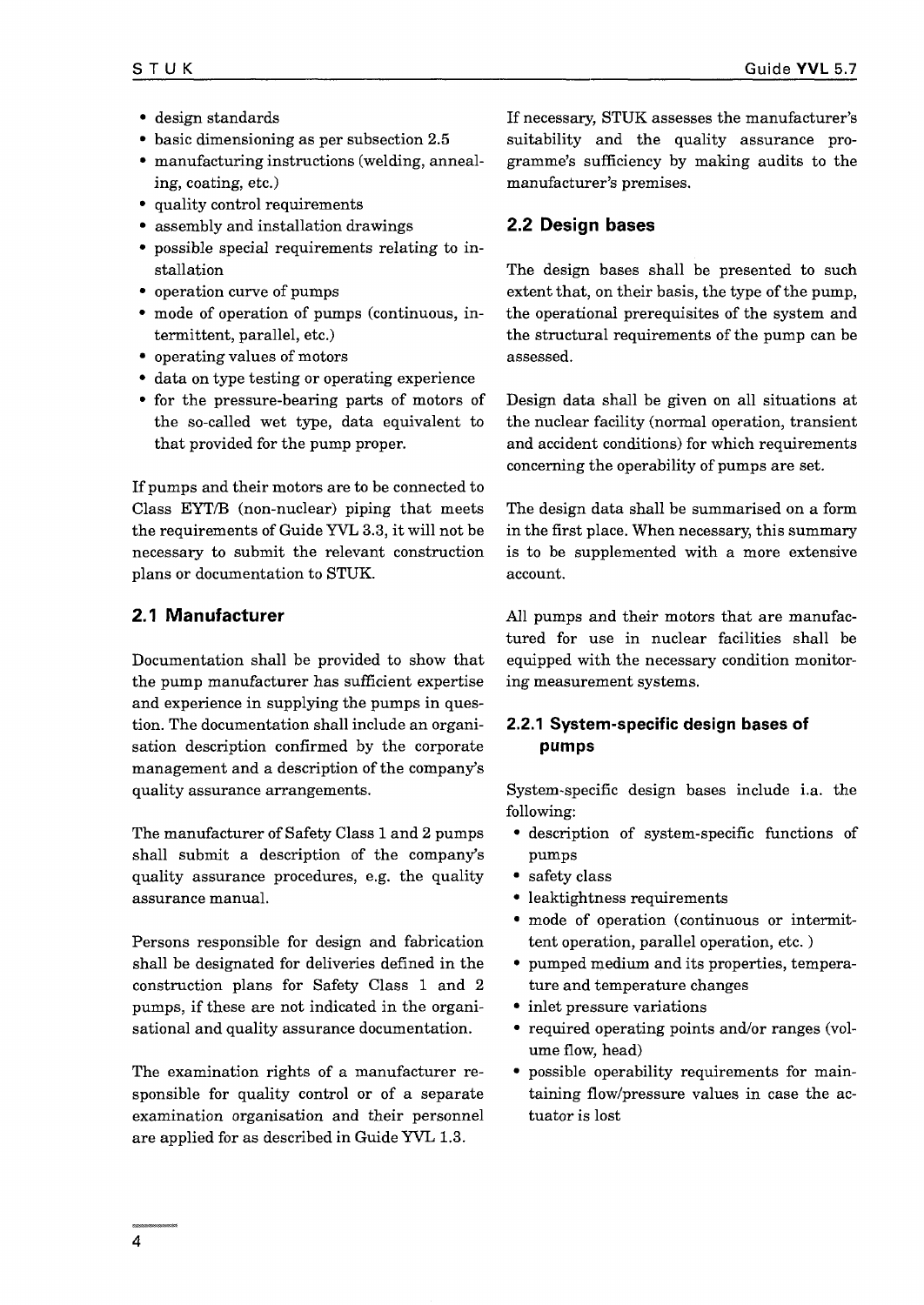- design standards
- basic dimensioning as per subsection 2.5
- manufacturing instructions (welding, annealing, coating, etc.)
- quality control requirements
- assembly and installation drawings
- possible special requirements relating to installation
- operation curve of pumps
- mode of operation of pumps (continuous, intermittent, parallel, etc.)
- operating values of motors
- data on type testing or operating experience
- for the pressure-bearing parts of motors of the so-called wet type, data equivalent to that provided for the pump proper.

If pumps and their motors are to be connected to Class EYT/B (non-nuclear) piping that meets the requirements of Guide YVL 3.3, it will not be necessary to submit the relevant construction plans or documentation to STUK.

## 2.1 Manufacturer

Documentation shall be provided to show that the pump manufacturer has sufficient expertise and experience in supplying the pumps in question. The documentation shall include an organisation description confirmed by the corporate management and a description of the company's quality assurance arrangements.

The manufacturer of Safety Class 1 and 2 pumps shall submit a description of the company's quality assurance procedures, e.g. the quality assurance manual.

Persons responsible for design and fabrication shall be designated for deliveries defined in the construction plans for Safety Class 1 and 2 pumps, if these are not indicated in the organisational and quality assurance documentation.

The examination rights of a manufacturer responsible for quality control or of a separate examination organisation and their personnel are applied for as described in Guide YVL 1.3.

If necessary, STUK assesses the manufacturer's suitability and the quality assurance programme's sufficiency by making audits to the manufacturer's premises.

## 2.2 Design bases

The design bases shall be presented to such extent that, on their basis, the type of the pump, the operational prerequisites of the system and the structural requirements of the pump can be assessed.

Design data shall be given on all situations at the nuclear facility (normal operation, transient and accident conditions) for which requirements concerning the operability of pumps are set.

The design data shall be summarised on a form in the first place. When necessary, this summary is to be supplemented with a more extensive account.

All pumps and their motors that are manufactured for use in nuclear facilities shall be equipped with the necessary condition monitoring measurement systems.

### 2.2.1 System-specific design bases of pumps

System-specific design bases include i.a. the following:

- description of system-specific functions of pumps
- safety class
- leaktightness requirements
- mode of operation (continuous or intermittent operation, parallel operation, etc. )
- pumped medium and its properties, temperature and temperature changes
- inlet pressure variations
- required operating points and/or ranges (volume flow, head)
- possible operability requirements for maintaining flow/pressure values in case the actuator is lost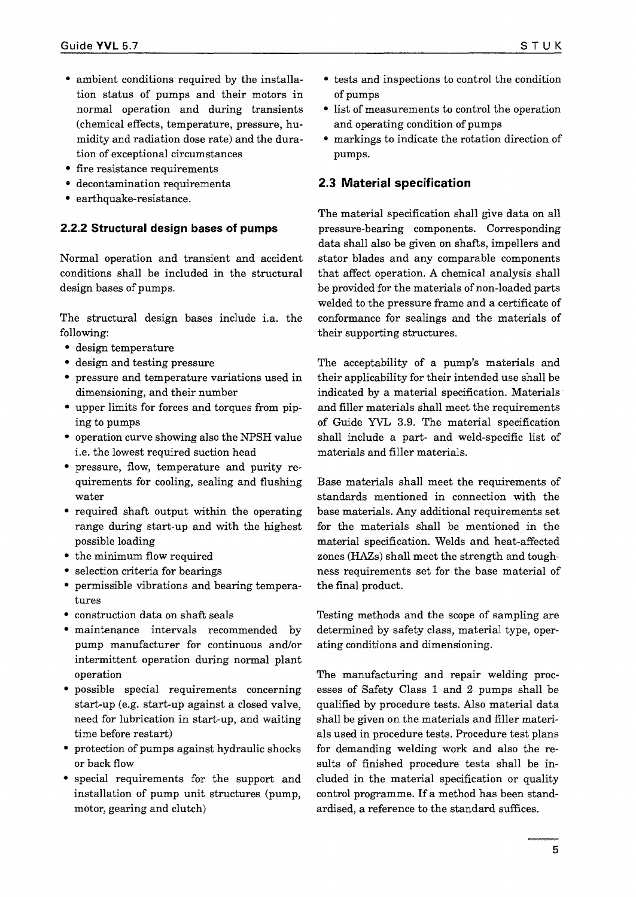- ambient conditions required by the installation status of pumps and their motors in normal operation and during transients (chemical effects, temperature, pressure, humidity and radiation dose rate) and the duration of exceptional circumstances
- fire resistance requirements
- decontamination requirements
- earthquake-resistance.

### 2.2.2 Structural design bases of pumps

Normal operation and transient and accident conditions shall be included in the structural design bases of pumps.

The structural design bases include i.a. the following:

- design temperature
- design and testing pressure
- pressure and temperature variations used in dimensioning, and their number
- upper limits for forces and torques from piping to pumps
- operation curve showing also the NPSH value i.e. the lowest required suction head
- pressure, flow, temperature and purity requirements for cooling, sealing and flushing water
- required shaft output within the operating range during start-up and with the highest possible loading
- the minimum flow required
- selection criteria for bearings
- permissible vibrations and bearing temperatures
- construction data on shaft seals
- maintenance intervals recommended by pump manufacturer for continuous and/or intermittent operation during normal plant operation
- possible special requirements concerning start-up (e.g. start-up against a closed valve, need for lubrication in start-up, and waiting time before restart)
- protection of pumps against hydraulic shocks or back flow
- special requirements for the support and installation of pump unit structures (pump, motor, gearing and clutch)
- tests and inspections to control the condition of pumps
- list of measurements to control the operation and operating condition of pumps
- markings to indicate the rotation direction of pumps.

## 2.3 Material specification

The material specification shall give data on all pressure-bearing components. Corresponding data shall also be given on shafts, impellers and stator blades and any comparable components that affect operation. A chemical analysis shall be provided for the materials of non-loaded parts welded to the pressure frame and a certificate of conformance for sealings and the materials of their supporting structures.

The acceptability of a pump's materials and their applicability for their intended use shall be indicated by a material specification. Materials and filler materials shall meet the requirements of Guide YVL 3.9. The material specification shall include a part- and weld-specific list of materials and filler materials.

Base materials shall meet the requirements of standards mentioned in connection with the base materials. Any additional requirements set for the materials shall be mentioned in the material specification. Welds and heat-affected zones (HAZs) shall meet the strength and toughness requirements set for the base material of the final product.

Testing methods and the scope of sampling are determined by safety class, material type, operating conditions and dimensioning.

The manufacturing and repair welding processes of Safety Class 1 and 2 pumps shall be qualified by procedure tests. Also material data shall be given on the materials and filler materials used in procedure tests. Procedure test plans for demanding welding work and also the results of finished procedure tests shall be included in the material specification or quality control programme. If a method has been standardised, a reference to the standard suffices.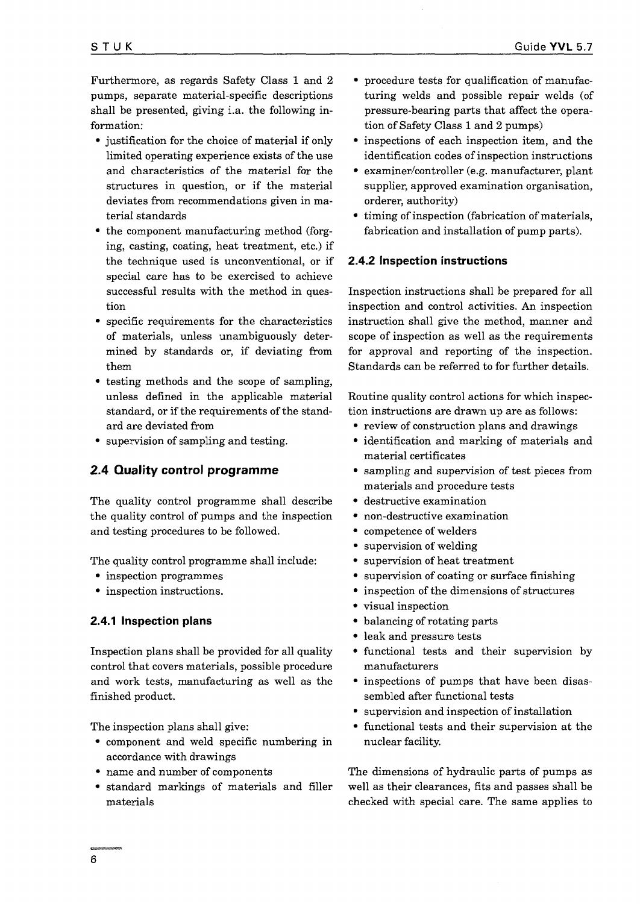Furthermore, as regards Safety Class 1 and 2 pumps, separate material-specific descriptions shall be presented, giving i.a. the following information:

- justification for the choice of material if only limited operating experience exists of the use and characteristics of the material for the structures in question, or if the material deviates from recommendations given in material standards
- the component manufacturing method (forging, casting, coating, heat treatment, etc.) if the technique used is unconventional, or if special care has to be exercised to achieve successful results with the method in question
- specific requirements for the characteristics of materials, unless unambiguously determined by standards or, if deviating from them
- testing methods and the scope of sampling, unless defined in the applicable material standard, or if the requirements of the standard are deviated from
- supervision of sampling and testing.

## 2.4 Quality control programme

The quality control programme shall describe the quality control of pumps and the inspection and testing procedures to be followed.

The quality control programme shall include:

- inspection programmes
- inspection instructions.

### 2.4.1 Inspection plans

Inspection plans shall be provided for all quality control that covers materials, possible procedure and work tests, manufacturing as well as the finished product.

The inspection plans shall give:

- component and weld specific numbering in accordance with drawings
- name and number of components
- standard markings of materials and filler materials
- procedure tests for qualification of manufacturing welds and possible repair welds (of pressure-bearing parts that affect the operation of Safety Class 1 and 2 pumps)
- inspections of each inspection item, and the identification codes of inspection instructions
- examiner/controller (e.g. manufacturer, plant supplier, approved examination organisation, orderer, authority)
- timing of inspection (fabrication of materials, fabrication and installation of pump parts).

### 2.4.2 Inspection instructions

Inspection instructions shall be prepared for all inspection and control activities. An inspection instruction shall give the method, manner and scope of inspection as well as the requirements for approval and reporting of the inspection. Standards can be referred to for further details.

Routine quality control actions for which inspection instructions are drawn up are as follows:

- review of construction plans and drawings
- identification and marking of materials and material certificates
- sampling and supervision of test pieces from materials and procedure tests
- destructive examination
- non-destructive examination
- competence of welders
- supervision of welding
- supervision of heat treatment
- supervision of coating or surface finishing
- inspection of the dimensions of structures
- visual inspection
- balancing of rotating parts
- leak and pressure tests
- functional tests and their supervision by manufacturers
- inspections of pumps that have been disassembled after functional tests
- supervision and inspection of installation
- functional tests and their supervision at the nuclear facility.

The dimensions of hydraulic parts of pumps as well as their clearances, fits and passes shall be checked with special care. The same applies to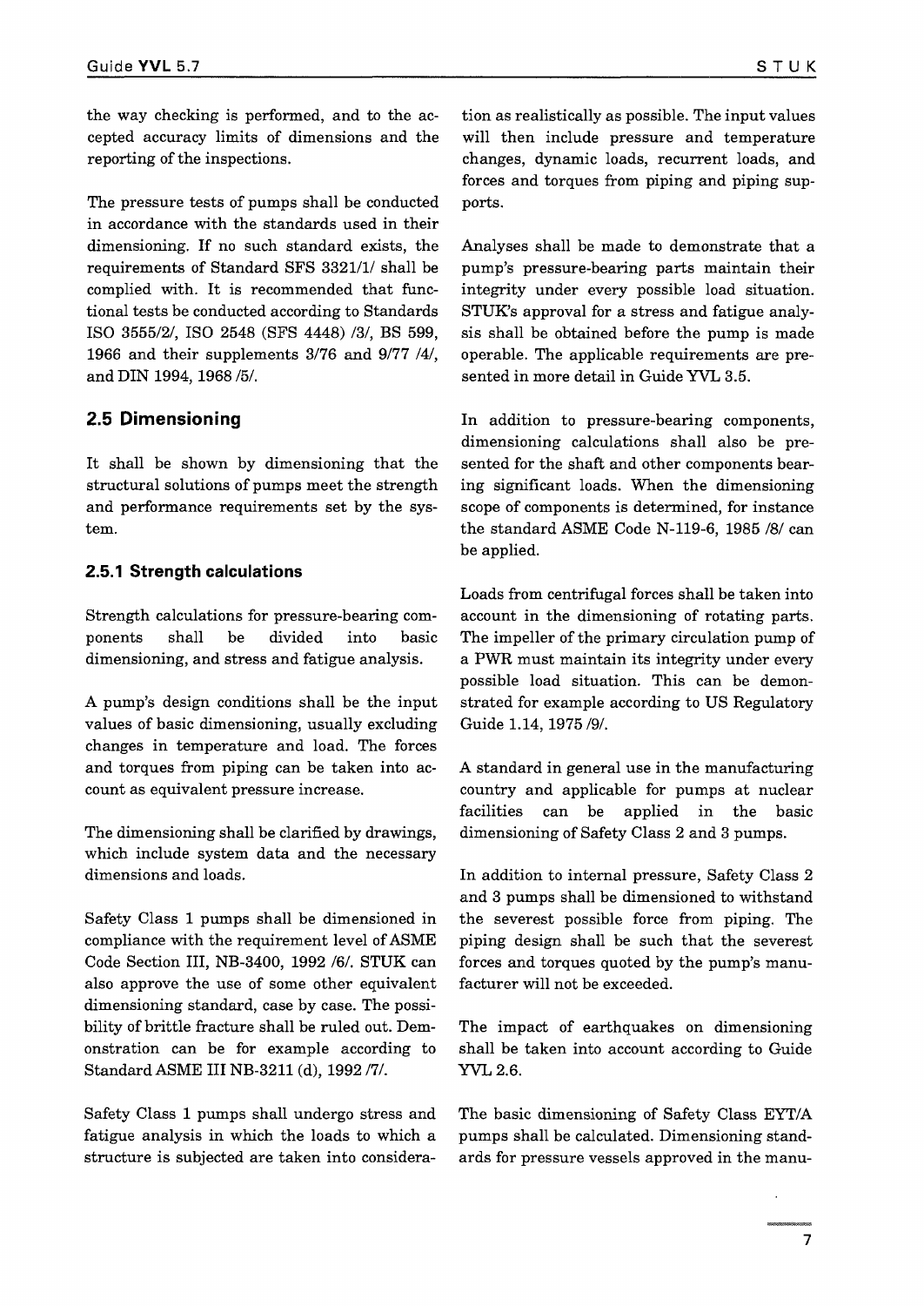the way checking is performed, and to the accepted accuracy limits of dimensions and the reporting of the inspections.

The pressure tests of pumps shall be conducted in accordance with the standards used in their dimensioning. If no such standard exists, the requirements of Standard SFS 3321/1/ shall be complied with. It is recommended that functional tests be conducted according to Standards ISO 3555/2/, ISO 2548 (SFS 4448) /3/, BS 599, 1966 and their supplements 3/76 and 9/77 /4/, and DIN 1994, 1968 /5/.

## 2.5 Dimensioning

It shall be shown by dimensioning that the structural solutions of pumps meet the strength and performance requirements set by the system.

### 2.5.1 Strength calculations

Strength calculations for pressure-bearing components shall be divided into basic dimensioning, and stress and fatigue analysis.

A pump's design conditions shall be the input values of basic dimensioning, usually excluding changes in temperature and load. The forces and torques from piping can be taken into account as equivalent pressure increase.

The dimensioning shall be clarified by drawings, which include system data and the necessary dimensions and loads.

Safety Class 1 pumps shall be dimensioned in compliance with the requirement level of ASME Code Section III, NB-3400, 1992 /6/. STUK can also approve the use of some other equivalent dimensioning standard, case by case. The possibility of brittle fracture shall be ruled out. Demonstration can be for example according to Standard ASME III NB-3211 (d), 1992 /7/.

Safety Class 1 pumps shall undergo stress and fatigue analysis in which the loads to which a structure is subjected are taken into consideration as realistically as possible. The input values will then include pressure and temperature changes, dynamic loads, recurrent loads, and forces and torques from piping and piping supports.

Analyses shall be made to demonstrate that a pump's pressure-bearing parts maintain their integrity under every possible load situation. STUK's approval for a stress and fatigue analysis shall be obtained before the pump is made operable. The applicable requirements are presented in more detail in Guide YVL 3.5.

In addition to pressure-bearing components, dimensioning calculations shall also be presented for the shaft and other components bearing significant loads. When the dimensioning scope of components is determined, for instance the standard ASME Code N-119-6, 1985 /8/ can be applied.

Loads from centrifugal forces shall be taken into account in the dimensioning of rotating parts. The impeller of the primary circulation pump of a PWR must maintain its integrity under every possible load situation. This can be demonstrated for example according to US Regulatory Guide 1.14, 1975 /9/.

A standard in general use in the manufacturing country and applicable for pumps at nuclear facilities can be applied in the basic dimensioning of Safety Class 2 and 3 pumps.

In addition to internal pressure, Safety Class 2 and 3 pumps shall be dimensioned to withstand the severest possible force from piping. The piping design shall be such that the severest forces and torques quoted by the pump's manufacturer will not be exceeded.

The impact of earthquakes on dimensioning shall be taken into account according to Guide YVL 2.6.

The basic dimensioning of Safety Class EYT/A pumps shall be calculated. Dimensioning standards for pressure vessels approved in the manu-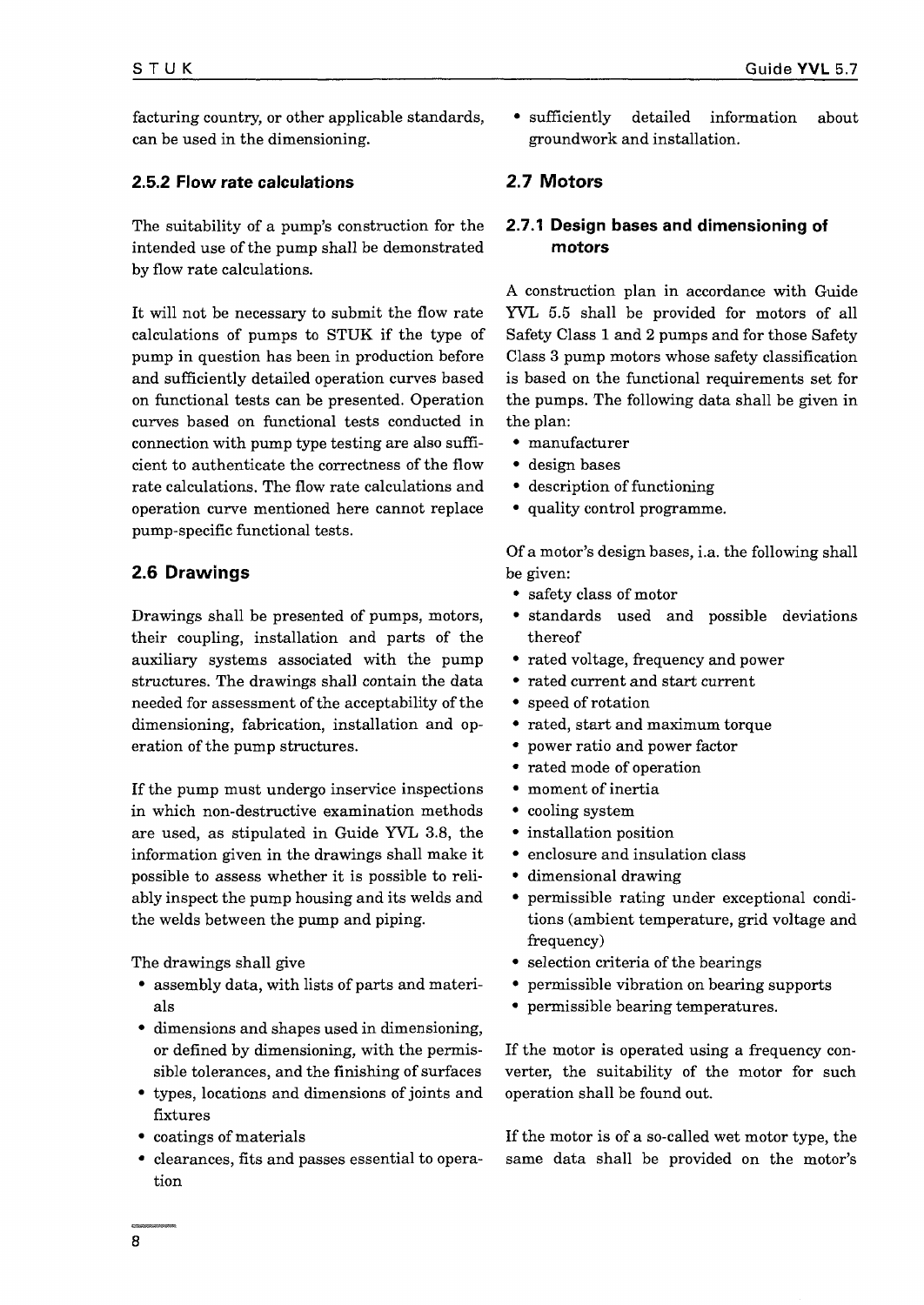facturing country, or other applicable standards, can be used in the dimensioning.

### 2.5.2 Flow rate calculations

The suitability of a pump's construction for the intended use of the pump shall be demonstrated by flow rate calculations.

It will not be necessary to submit the flow rate calculations of pumps to STUK if the type of pump in question has been in production before and sufficiently detailed operation curves based on functional tests can be presented. Operation curves based on functional tests conducted in connection with pump type testing are also sufficient to authenticate the correctness of the flow rate calculations. The flow rate calculations and operation curve mentioned here cannot replace pump-specific functional tests.

## 2.6 Drawings

Drawings shall be presented of pumps, motors, their coupling, installation and parts of the auxiliary systems associated with the pump structures. The drawings shall contain the data needed for assessment of the acceptability of the dimensioning, fabrication, installation and operation of the pump structures.

If the pump must undergo inservice inspections in which non-destructive examination methods are used, as stipulated in Guide YVL 3.8, the information given in the drawings shall make it possible to assess whether it is possible to reliably inspect the pump housing and its welds and the welds between the pump and piping.

The drawings shall give

- assembly data, with lists of parts and materials
- dimensions and shapes used in dimensioning, or defined by dimensioning, with the permissible tolerances, and the finishing of surfaces
- types, locations and dimensions of joints and fixtures
- coatings of materials
- clearances, fits and passes essential to operation
- sufficiently detailed information about groundwork and installation.

## 2.7 Motors

### 2.7.1 Design bases and dimensioning of motors

A construction plan in accordance with Guide YVL 5.5 shall be provided for motors of all Safety Class 1 and 2 pumps and for those Safety Class 3 pump motors whose safety classification is based on the functional requirements set for the pumps. The following data shall be given in the plan:

- manufacturer
- design bases
- description of functioning
- quality control programme.

Of a motor's design bases, i.a. the following shall be given:

- safety class of motor
- standards used and possible deviations thereof
- rated voltage, frequency and power
- rated current and start current
- speed of rotation
- rated, start and maximum torque
- power ratio and power factor
- rated mode of operation
- moment of inertia
- cooling system
- installation position
- enclosure and insulation class
- dimensional drawing
- permissible rating under exceptional conditions (ambient temperature, grid voltage and frequency)
- selection criteria of the bearings
- permissible vibration on bearing supports
- permissible bearing temperatures.

If the motor is operated using a frequency converter, the suitability of the motor for such operation shall be found out.

If the motor is of a so-called wet motor type, the same data shall be provided on the motor's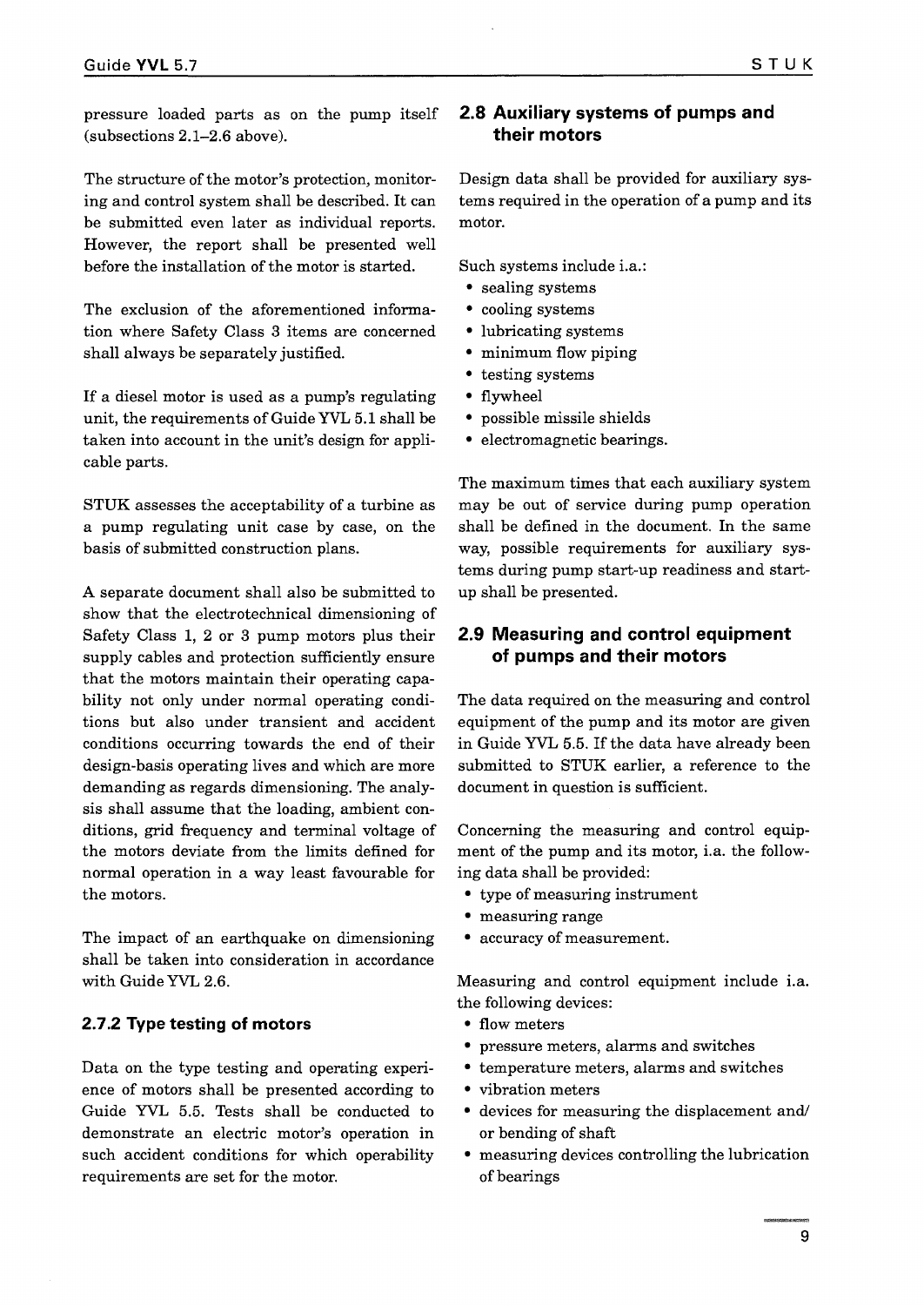pressure loaded parts as on the pump itself (subsections 2.1–2.6 above).

The structure of the motor's protection, monitoring and control system shall be described. It can be submitted even later as individual reports. However, the report shall be presented well before the installation of the motor is started.

The exclusion of the aforementioned information where Safety Class 3 items are concerned shall always be separately justified.

If a diesel motor is used as a pump's regulating unit, the requirements of Guide YVL 5.1 shall be taken into account in the unit's design for applicable parts.

STUK assesses the acceptability of a turbine as a pump regulating unit case by case, on the basis of submitted construction plans.

A separate document shall also be submitted to show that the electrotechnical dimensioning of Safety Class 1, 2 or 3 pump motors plus their supply cables and protection sufficiently ensure that the motors maintain their operating capability not only under normal operating conditions but also under transient and accident conditions occurring towards the end of their design-basis operating lives and which are more demanding as regards dimensioning. The analysis shall assume that the loading, ambient conditions, grid frequency and terminal voltage of the motors deviate from the limits defined for normal operation in a way least favourable for the motors.

The impact of an earthquake on dimensioning shall be taken into consideration in accordance with Guide YVL 2.6.

### 2.7.2 Type testing of motors

Data on the type testing and operating experience of motors shall be presented according to Guide YVL 5.5. Tests shall be conducted to demonstrate an electric motor's operation in such accident conditions for which operability requirements are set for the motor.

## 2.8 Auxiliary systems of pumps and their motors

Design data shall be provided for auxiliary systems required in the operation of a pump and its motor.

Such systems include i.a.:

- sealing systems
- cooling systems
- lubricating systems
- minimum flow piping
- testing systems
- flywheel
- possible missile shields
- electromagnetic bearings.

The maximum times that each auxiliary system may be out of service during pump operation shall be defined in the document. In the same way, possible requirements for auxiliary systems during pump start-up readiness and start-up shall be presented.

## 2.9 Measuring and control equipment of pumps and their motors

The data required on the measuring and control equipment of the pump and its motor are given in Guide YVL 5.5. If the data have already been submitted to STUK earlier, a reference to the document in question is sufficient.

Concerning the measuring and control equipment of the pump and its motor, i.a. the following data shall be provided:

- type of measuring instrument
- measuring range
- accuracy of measurement.

Measuring and control equipment include i.a. the following devices:

- flow meters
- pressure meters, alarms and switches
- temperature meters, alarms and switches
- vibration meters
- devices for measuring the displacement and/or bending of shaft
- measuring devices controlling the lubrication of bearings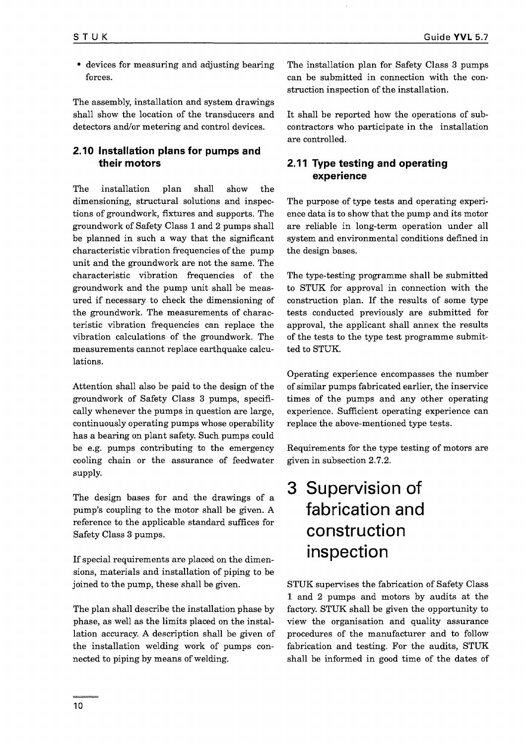- devices for measuring and adjusting bearing forces.

The assembly, installation and system drawings shall show the location of the transducers and detectors and/or metering and control devices.

### 2.10 Installation plans for pumps and their motors

The installation plan shall show the dimensioning, structural solutions and inspections of groundwork, fixtures and supports. The groundwork of Safety Class 1 and 2 pumps shall be planned in such a way that the significant characteristic vibration frequencies of the pump unit and the groundwork are not the same. The characteristic vibration frequencies of the groundwork and the pump unit shall be measured if necessary to check the dimensioning of the groundwork. The measurements of characteristic vibration frequencies can replace the vibration calculations of the groundwork. The measurements cannot replace earthquake calculations.

Attention shall also be paid to the design of the groundwork of Safety Class 3 pumps, specifically whenever the pumps in question are large, continuously operating pumps whose operability has a bearing on plant safety. Such pumps could be e.g. pumps contributing to the emergency cooling chain or the assurance of feedwater supply.

The design bases for and the drawings of a pump's coupling to the motor shall be given. A reference to the applicable standard suffices for Safety Class 3 pumps.

If special requirements are placed on the dimensions, materials and installation of piping to be joined to the pump, these shall be given.

The plan shall describe the installation phase by phase, as well as the limits placed on the installation accuracy. A description shall be given of the installation welding work of pumps connected to piping by means of welding.

The installation plan for Safety Class 3 pumps can be submitted in connection with the construction inspection of the installation.

It shall be reported how the operations of subcontractors who participate in the installation are controlled.

### 2.11 Type testing and operating experience

The purpose of type tests and operating experience data is to show that the pump and its motor are reliable in long-term operation under all system and environmental conditions defined in the design bases.

The type-testing programme shall be submitted to STUK for approval in connection with the construction plan. If the results of some type tests conducted previously are submitted for approval, the applicant shall annex the results of the tests to the type test programme submitted to STUK.

Operating experience encompasses the number of similar pumps fabricated earlier, the inservice times of the pumps and any other operating experience. Sufficient operating experience can replace the above-mentioned type tests.

Requirements for the type testing of motors are given in subsection 2.7.2.

# 3 Supervision of fabrication and construction inspection

STUK supervises the fabrication of Safety Class 1 and 2 pumps and motors by audits at the factory. STUK shall be given the opportunity to view the organisation and quality assurance procedures of the manufacturer and to follow fabrication and testing. For the audits, STUK shall be informed in good time of the dates of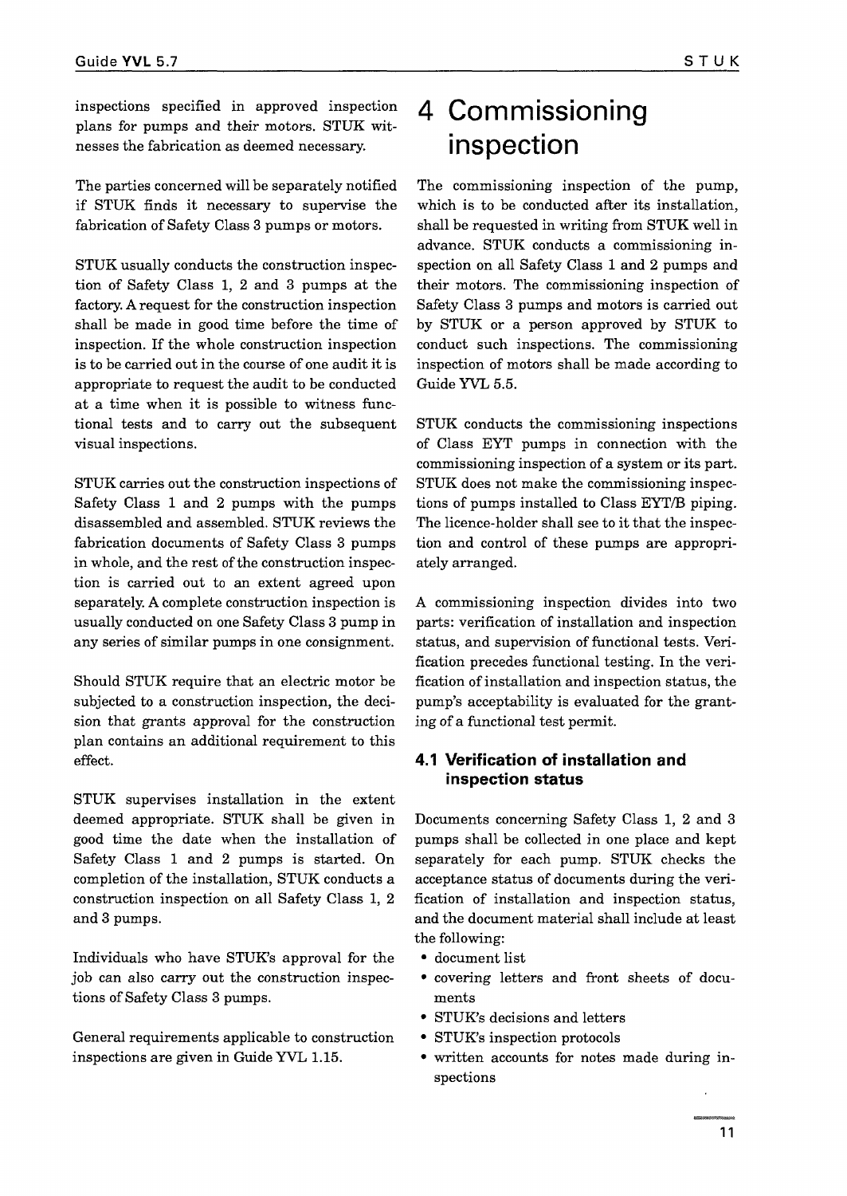inspections specified in approved inspection plans for pumps and their motors. STUK witnesses the fabrication as deemed necessary.

The parties concerned will be separately notified if STUK finds it necessary to supervise the fabrication of Safety Class 3 pumps or motors.

STUK usually conducts the construction inspection of Safety Class 1, 2 and 3 pumps at the factory. A request for the construction inspection shall be made in good time before the time of inspection. If the whole construction inspection is to be carried out in the course of one audit it is appropriate to request the audit to be conducted at a time when it is possible to witness functional tests and to carry out the subsequent visual inspections.

STUK carries out the construction inspections of Safety Class 1 and 2 pumps with the pumps disassembled and assembled. STUK reviews the fabrication documents of Safety Class 3 pumps in whole, and the rest of the construction inspection is carried out to an extent agreed upon separately. A complete construction inspection is usually conducted on one Safety Class 3 pump in any series of similar pumps in one consignment.

Should STUK require that an electric motor be subjected to a construction inspection, the decision that grants approval for the construction plan contains an additional requirement to this effect.

STUK supervises installation in the extent deemed appropriate. STUK shall be given in good time the date when the installation of Safety Class 1 and 2 pumps is started. On completion of the installation, STUK conducts a construction inspection on all Safety Class 1, 2 and 3 pumps.

Individuals who have STUK's approval for the job can also carry out the construction inspections of Safety Class 3 pumps.

General requirements applicable to construction inspections are given in Guide YVL 1.15.

# 4 Commissioning inspection

The commissioning inspection of the pump, which is to be conducted after its installation, shall be requested in writing from STUK well in advance. STUK conducts a commissioning inspection on all Safety Class 1 and 2 pumps and their motors. The commissioning inspection of Safety Class 3 pumps and motors is carried out by STUK or a person approved by STUK to conduct such inspections. The commissioning inspection of motors shall be made according to Guide YVL 5.5.

STUK conducts the commissioning inspections of Class EYT pumps in connection with the commissioning inspection of a system or its part. STUK does not make the commissioning inspections of pumps installed to Class EYT/B piping. The licence-holder shall see to it that the inspection and control of these pumps are appropriately arranged.

A commissioning inspection divides into two parts: verification of installation and inspection status, and supervision of functional tests. Verification precedes functional testing. In the verification of installation and inspection status, the pump's acceptability is evaluated for the granting of a functional test permit.

## 4.1 Verification of installation and inspection status

Documents concerning Safety Class 1, 2 and 3 pumps shall be collected in one place and kept separately for each pump. STUK checks the acceptance status of documents during the verification of installation and inspection status, and the document material shall include at least the following:

- document list
- covering letters and front sheets of documents
- STUK's decisions and letters
- STUK's inspection protocols
- written accounts for notes made during inspections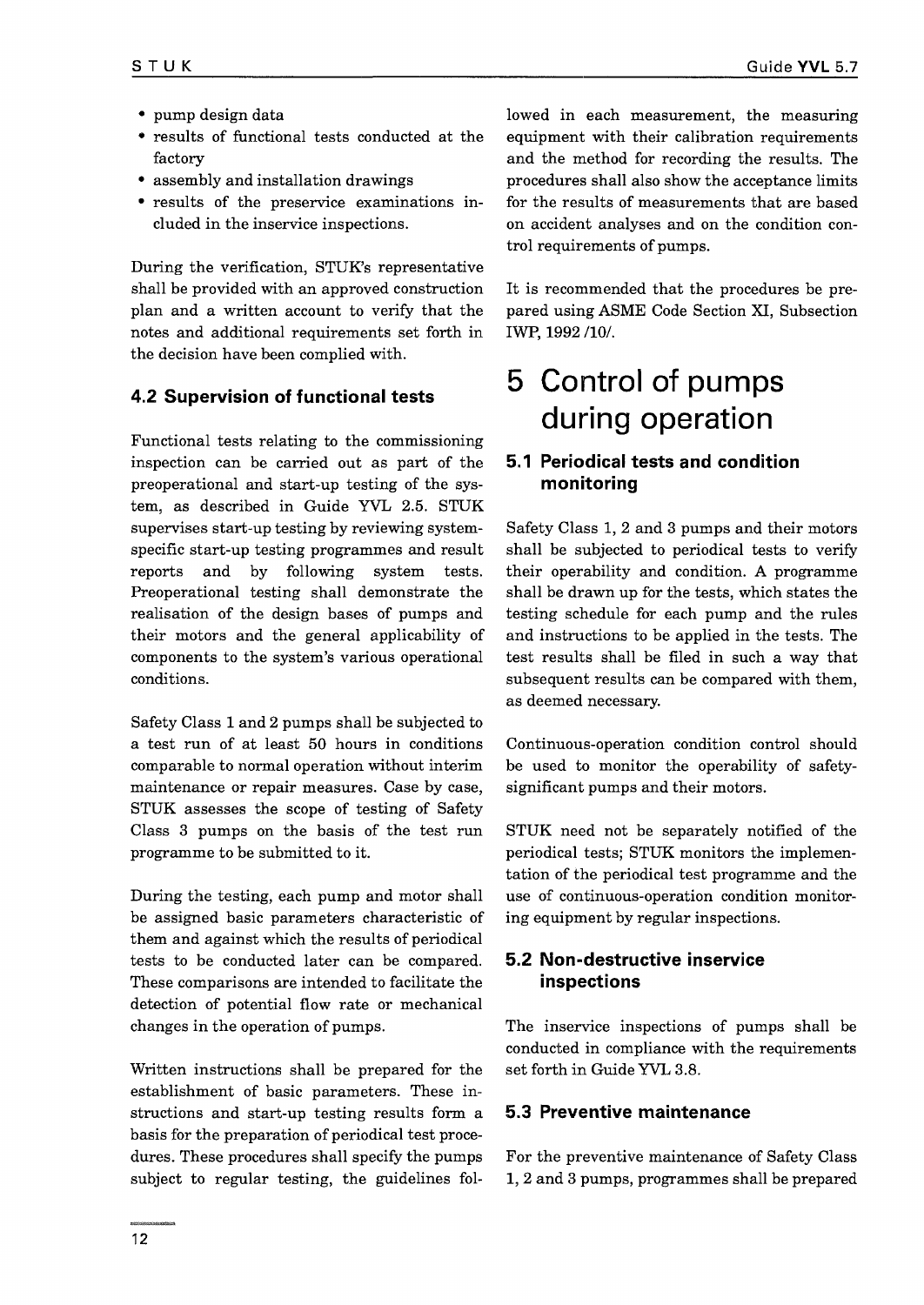- pump design data
- results of functional tests conducted at the factory
- assembly and installation drawings
- results of the preservice examinations included in the inservice inspections.

During the verification, STUK's representative shall be provided with an approved construction plan and a written account to verify that the notes and additional requirements set forth in the decision have been complied with.

### 4.2 Supervision of functional tests

Functional tests relating to the commissioning inspection can be carried out as part of the preoperational and start-up testing of the system, as described in Guide YVL 2.5. STUK supervises start-up testing by reviewing system-specific start-up testing programmes and result reports and by following system tests. Preoperational testing shall demonstrate the realisation of the design bases of pumps and their motors and the general applicability of components to the system's various operational conditions.

Safety Class 1 and 2 pumps shall be subjected to a test run of at least 50 hours in conditions comparable to normal operation without interim maintenance or repair measures. Case by case, STUK assesses the scope of testing of Safety Class 3 pumps on the basis of the test run programme to be submitted to it.

During the testing, each pump and motor shall be assigned basic parameters characteristic of them and against which the results of periodical tests to be conducted later can be compared. These comparisons are intended to facilitate the detection of potential flow rate or mechanical changes in the operation of pumps.

Written instructions shall be prepared for the establishment of basic parameters. These instructions and start-up testing results form a basis for the preparation of periodical test procedures. These procedures shall specify the pumps subject to regular testing, the guidelines followed in each measurement, the measuring equipment with their calibration requirements and the method for recording the results. The procedures shall also show the acceptance limits for the results of measurements that are based on accident analyses and on the condition control requirements of pumps.

It is recommended that the procedures be prepared using ASME Code Section XI, Subsection IWP, 1992 /10/.

# 5 Control of pumps during operation

### 5.1 Periodical tests and condition monitoring

Safety Class 1, 2 and 3 pumps and their motors shall be subjected to periodical tests to verify their operability and condition. A programme shall be drawn up for the tests, which states the testing schedule for each pump and the rules and instructions to be applied in the tests. The test results shall be filed in such a way that subsequent results can be compared with them, as deemed necessary.

Continuous-operation condition control should be used to monitor the operability of safety-significant pumps and their motors.

STUK need not be separately notified of the periodical tests; STUK monitors the implementation of the periodical test programme and the use of continuous-operation condition monitoring equipment by regular inspections.

### 5.2 Non-destructive inservice inspections

The inservice inspections of pumps shall be conducted in compliance with the requirements set forth in Guide YVL 3.8.

### 5.3 Preventive maintenance

For the preventive maintenance of Safety Class 1, 2 and 3 pumps, programmes shall be prepared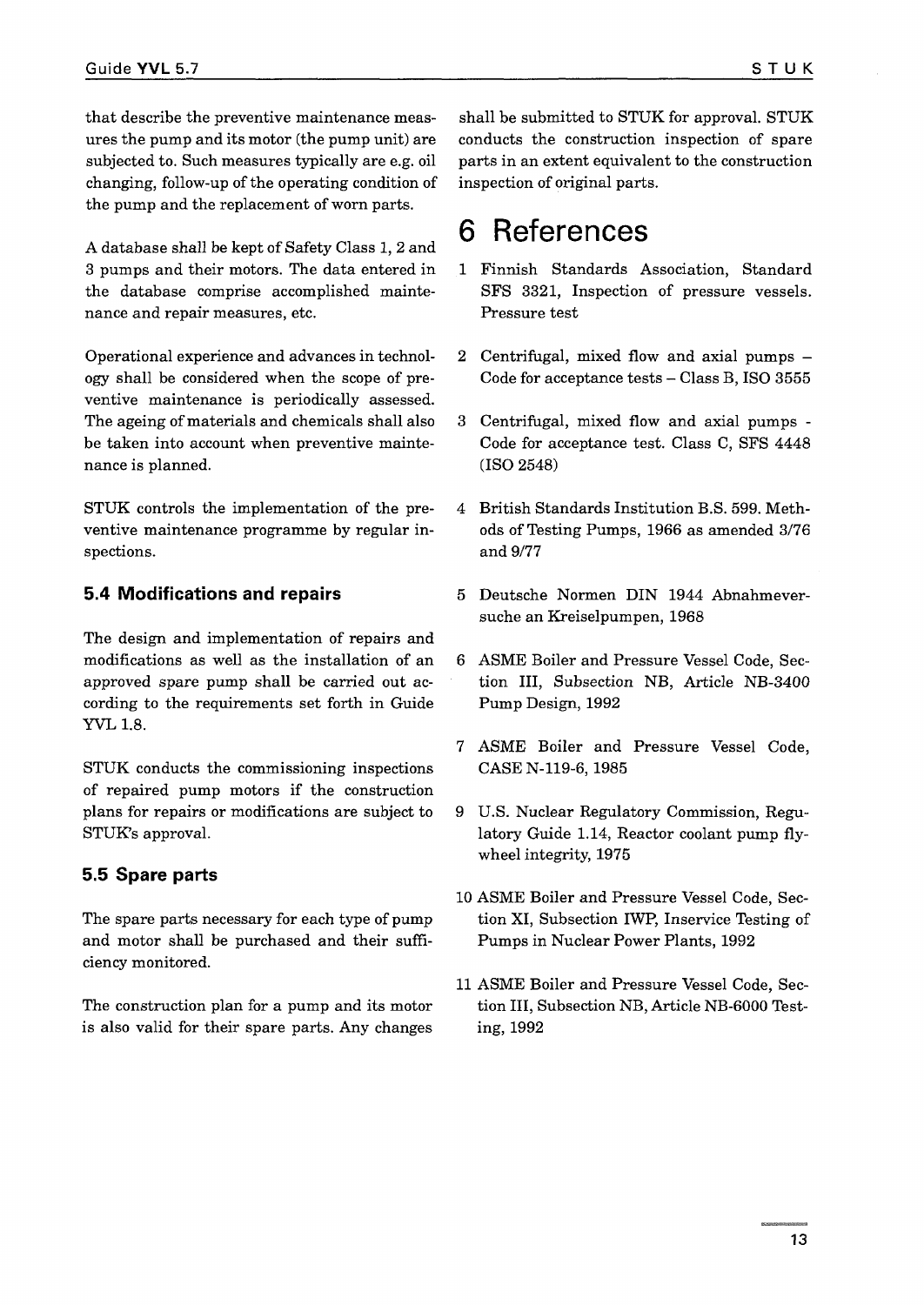that describe the preventive maintenance measures the pump and its motor (the pump unit) are subjected to. Such measures typically are e.g. oil changing, follow-up of the operating condition of the pump and the replacement of worn parts.

A database shall be kept of Safety Class 1, 2 and 3 pumps and their motors. The data entered in the database comprise accomplished maintenance and repair measures, etc.

Operational experience and advances in technology shall be considered when the scope of preventive maintenance is periodically assessed. The ageing of materials and chemicals shall also be taken into account when preventive maintenance is planned.

STUK controls the implementation of the preventive maintenance programme by regular inspections.

### 5.4 Modifications and repairs

The design and implementation of repairs and modifications as well as the installation of an approved spare pump shall be carried out according to the requirements set forth in Guide YVL 1.8.

STUK conducts the commissioning inspections of repaired pump motors if the construction plans for repairs or modifications are subject to STUK's approval.

### 5.5 Spare parts

The spare parts necessary for each type of pump and motor shall be purchased and their sufficiency monitored.

The construction plan for a pump and its motor is also valid for their spare parts. Any changes shall be submitted to STUK for approval. STUK conducts the construction inspection of spare parts in an extent equivalent to the construction inspection of original parts.

# 6 References

1 Finnish Standards Association, Standard SFS 3321, Inspection of pressure vessels. Pressure test

2 Centrifugal, mixed flow and axial pumps – Code for acceptance tests – Class B, ISO 3555

3 Centrifugal, mixed flow and axial pumps - Code for acceptance test. Class C, SFS 4448 (ISO 2548)

4 British Standards Institution B.S. 599. Methods of Testing Pumps, 1966 as amended 3/76 and 9/77

5 Deutsche Normen DIN 1944 Abnahmeversuche an Kreiselpumpen, 1968

6 ASME Boiler and Pressure Vessel Code, Section III, Subsection NB, Article NB-3400 Pump Design, 1992

7 ASME Boiler and Pressure Vessel Code, CASE N-119-6, 1985

9 U.S. Nuclear Regulatory Commission, Regulatory Guide 1.14, Reactor coolant pump flywheel integrity, 1975

10 ASME Boiler and Pressure Vessel Code, Section XI, Subsection IWP, Inservice Testing of Pumps in Nuclear Power Plants, 1992

11 ASME Boiler and Pressure Vessel Code, Section III, Subsection NB, Article NB-6000 Testing, 1992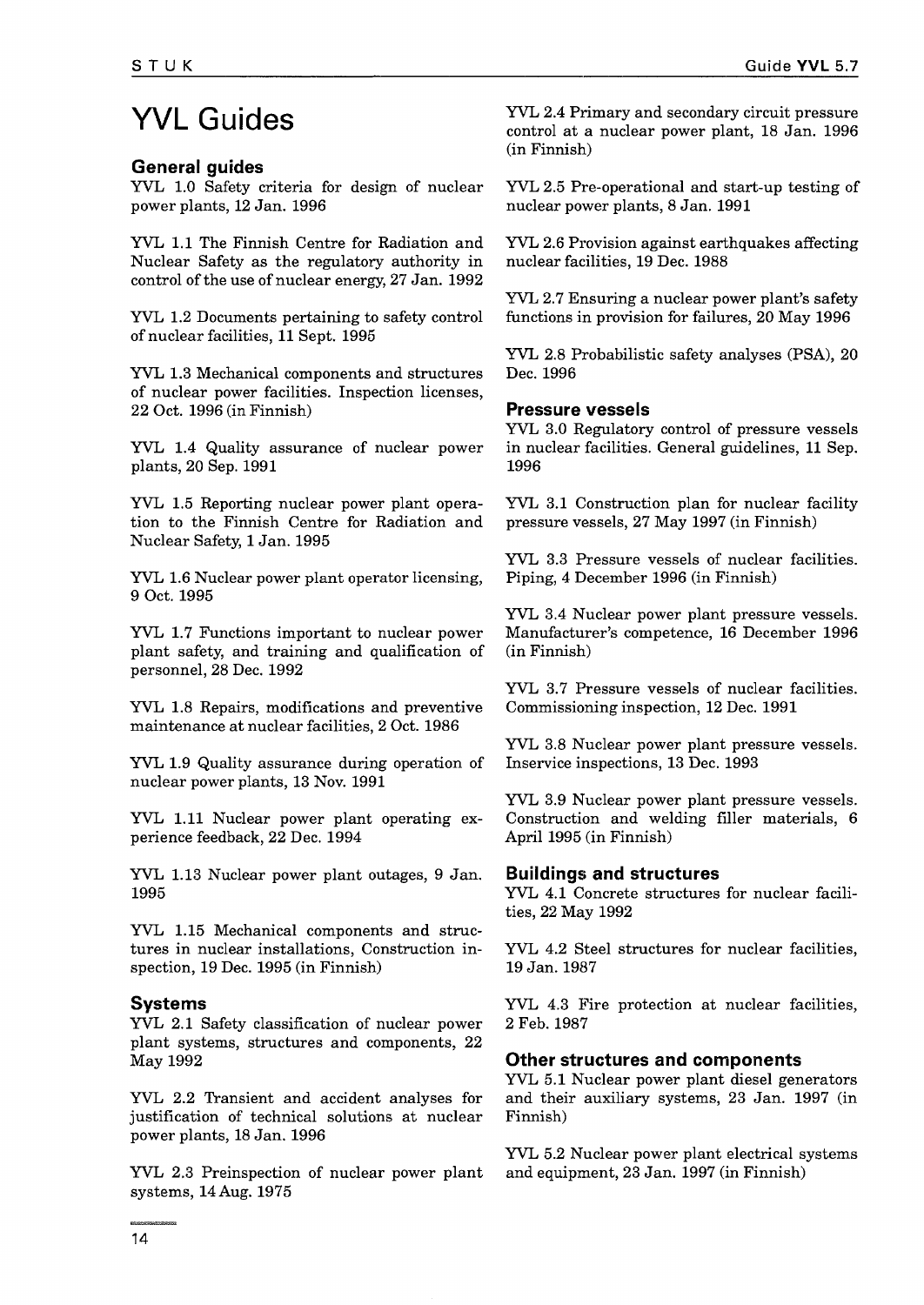# YVL Guides

## General guides

YVL 1.0 Safety criteria for design of nuclear power plants, 12 Jan. 1996

YVL 1.1 The Finnish Centre for Radiation and Nuclear Safety as the regulatory authority in control of the use of nuclear energy, 27 Jan. 1992

YVL 1.2 Documents pertaining to safety control of nuclear facilities, 11 Sept. 1995

YVL 1.3 Mechanical components and structures of nuclear power facilities. Inspection licenses, 22 Oct. 1996 (in Finnish)

YVL 1.4 Quality assurance of nuclear power plants, 20 Sep. 1991

YVL 1.5 Reporting nuclear power plant operation to the Finnish Centre for Radiation and Nuclear Safety, 1 Jan. 1995

YVL 1.6 Nuclear power plant operator licensing, 9 Oct. 1995

YVL 1.7 Functions important to nuclear power plant safety, and training and qualification of personnel, 28 Dec. 1992

YVL 1.8 Repairs, modifications and preventive maintenance at nuclear facilities, 2 Oct. 1986

YVL 1.9 Quality assurance during operation of nuclear power plants, 13 Nov. 1991

YVL 1.11 Nuclear power plant operating experience feedback, 22 Dec. 1994

YVL 1.13 Nuclear power plant outages, 9 Jan. 1995

YVL 1.15 Mechanical components and structures in nuclear installations, Construction inspection, 19 Dec. 1995 (in Finnish)

## Systems

YVL 2.1 Safety classification of nuclear power plant systems, structures and components, 22 May 1992

YVL 2.2 Transient and accident analyses for justification of technical solutions at nuclear power plants, 18 Jan. 1996

YVL 2.3 Preinspection of nuclear power plant systems, 14 Aug. 1975

YVL 2.4 Primary and secondary circuit pressure control at a nuclear power plant, 18 Jan. 1996 (in Finnish)

YVL 2.5 Pre-operational and start-up testing of nuclear power plants, 8 Jan. 1991

YVL 2.6 Provision against earthquakes affecting nuclear facilities, 19 Dec. 1988

YVL 2.7 Ensuring a nuclear power plant's safety functions in provision for failures, 20 May 1996

YVL 2.8 Probabilistic safety analyses (PSA), 20 Dec. 1996

## Pressure vessels

YVL 3.0 Regulatory control of pressure vessels in nuclear facilities. General guidelines, 11 Sep. 1996

YVL 3.1 Construction plan for nuclear facility pressure vessels, 27 May 1997 (in Finnish)

YVL 3.3 Pressure vessels of nuclear facilities. Piping, 4 December 1996 (in Finnish)

YVL 3.4 Nuclear power plant pressure vessels. Manufacturer's competence, 16 December 1996 (in Finnish)

YVL 3.7 Pressure vessels of nuclear facilities. Commissioning inspection, 12 Dec. 1991

YVL 3.8 Nuclear power plant pressure vessels. Inservice inspections, 13 Dec. 1993

YVL 3.9 Nuclear power plant pressure vessels. Construction and welding filler materials, 6 April 1995 (in Finnish)

## Buildings and structures

YVL 4.1 Concrete structures for nuclear facilities, 22 May 1992

YVL 4.2 Steel structures for nuclear facilities, 19 Jan. 1987

YVL 4.3 Fire protection at nuclear facilities, 2 Feb. 1987

## Other structures and components

YVL 5.1 Nuclear power plant diesel generators and their auxiliary systems, 23 Jan. 1997 (in Finnish)

YVL 5.2 Nuclear power plant electrical systems and equipment, 23 Jan. 1997 (in Finnish)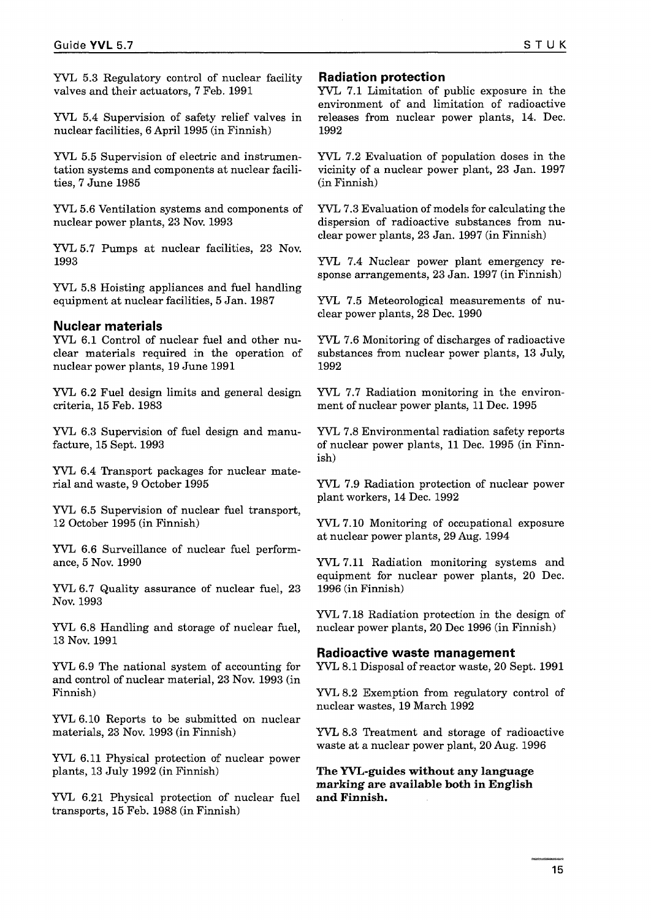YVL 5.3 Regulatory control of nuclear facility valves and their actuators, 7 Feb. 1991

YVL 5.4 Supervision of safety relief valves in nuclear facilities, 6 April 1995 (in Finnish)

YVL 5.5 Supervision of electric and instrumentation systems and components at nuclear facilities, 7 June 1985

YVL 5.6 Ventilation systems and components of nuclear power plants, 23 Nov. 1993

YVL 5.7 Pumps at nuclear facilities, 23 Nov. 1993

YVL 5.8 Hoisting appliances and fuel handling equipment at nuclear facilities, 5 Jan. 1987

## Nuclear materials

YVL 6.1 Control of nuclear fuel and other nuclear materials required in the operation of nuclear power plants, 19 June 1991

YVL 6.2 Fuel design limits and general design criteria, 15 Feb. 1983

YVL 6.3 Supervision of fuel design and manufacture, 15 Sept. 1993

YVL 6.4 Transport packages for nuclear material and waste, 9 October 1995

YVL 6.5 Supervision of nuclear fuel transport, 12 October 1995 (in Finnish)

YVL 6.6 Surveillance of nuclear fuel performance, 5 Nov. 1990

YVL 6.7 Quality assurance of nuclear fuel, 23 Nov. 1993

YVL 6.8 Handling and storage of nuclear fuel, 13 Nov. 1991

YVL 6.9 The national system of accounting for and control of nuclear material, 23 Nov. 1993 (in Finnish)

YVL 6.10 Reports to be submitted on nuclear materials, 23 Nov. 1993 (in Finnish)

YVL 6.11 Physical protection of nuclear power plants, 13 July 1992 (in Finnish)

YVL 6.21 Physical protection of nuclear fuel transports, 15 Feb. 1988 (in Finnish)

## Radiation protection

YVL 7.1 Limitation of public exposure in the environment of and limitation of radioactive releases from nuclear power plants, 14. Dec. 1992

YVL 7.2 Evaluation of population doses in the vicinity of a nuclear power plant, 23 Jan. 1997 (in Finnish)

YVL 7.3 Evaluation of models for calculating the dispersion of radioactive substances from nuclear power plants, 23 Jan. 1997 (in Finnish)

YVL 7.4 Nuclear power plant emergency response arrangements, 23 Jan. 1997 (in Finnish)

YVL 7.5 Meteorological measurements of nuclear power plants, 28 Dec. 1990

YVL 7.6 Monitoring of discharges of radioactive substances from nuclear power plants, 13 July, 1992

YVL 7.7 Radiation monitoring in the environment of nuclear power plants, 11 Dec. 1995

YVL 7.8 Environmental radiation safety reports of nuclear power plants, 11 Dec. 1995 (in Finnish)

YVL 7.9 Radiation protection of nuclear power plant workers, 14 Dec. 1992

YVL 7.10 Monitoring of occupational exposure at nuclear power plants, 29 Aug. 1994

YVL 7.11 Radiation monitoring systems and equipment for nuclear power plants, 20 Dec. 1996 (in Finnish)

YVL 7.18 Radiation protection in the design of nuclear power plants, 20 Dec 1996 (in Finnish)

## Radioactive waste management

YVL 8.1 Disposal of reactor waste, 20 Sept. 1991

YVL 8.2 Exemption from regulatory control of nuclear wastes, 19 March 1992

YVL 8.3 Treatment and storage of radioactive waste at a nuclear power plant, 20 Aug. 1996

**The YVL-guides without any language marking are available both in English and Finnish.**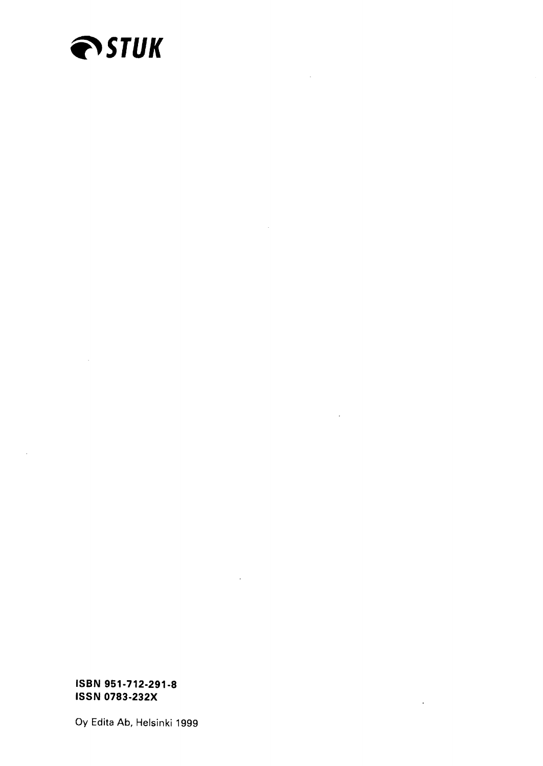STUK

**ISBN 951-712-291-8**
**ISSN 0783-232X**

Oy Edita Ab, Helsinki 1999